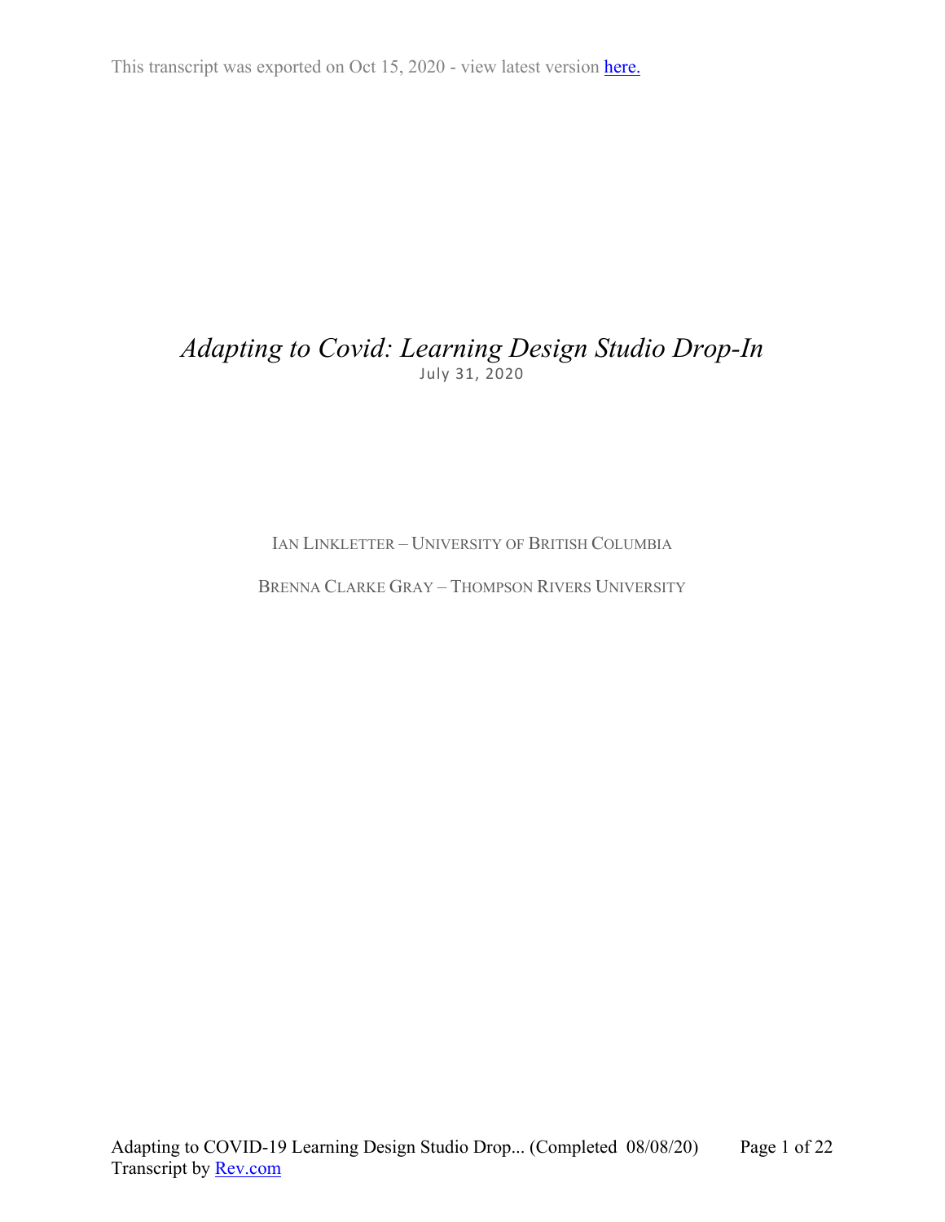This transcript was exported on Oct 15, 2020 - view latest version [here.](#)

# *Adapting to Covid: Learning Design Studio Drop-In*

July 31, 2020

IAN LINKLETTER – UNIVERSITY OF BRITISH COLUMBIA

BRENNA CLARKE GRAY – THOMPSON RIVERS UNIVERSITY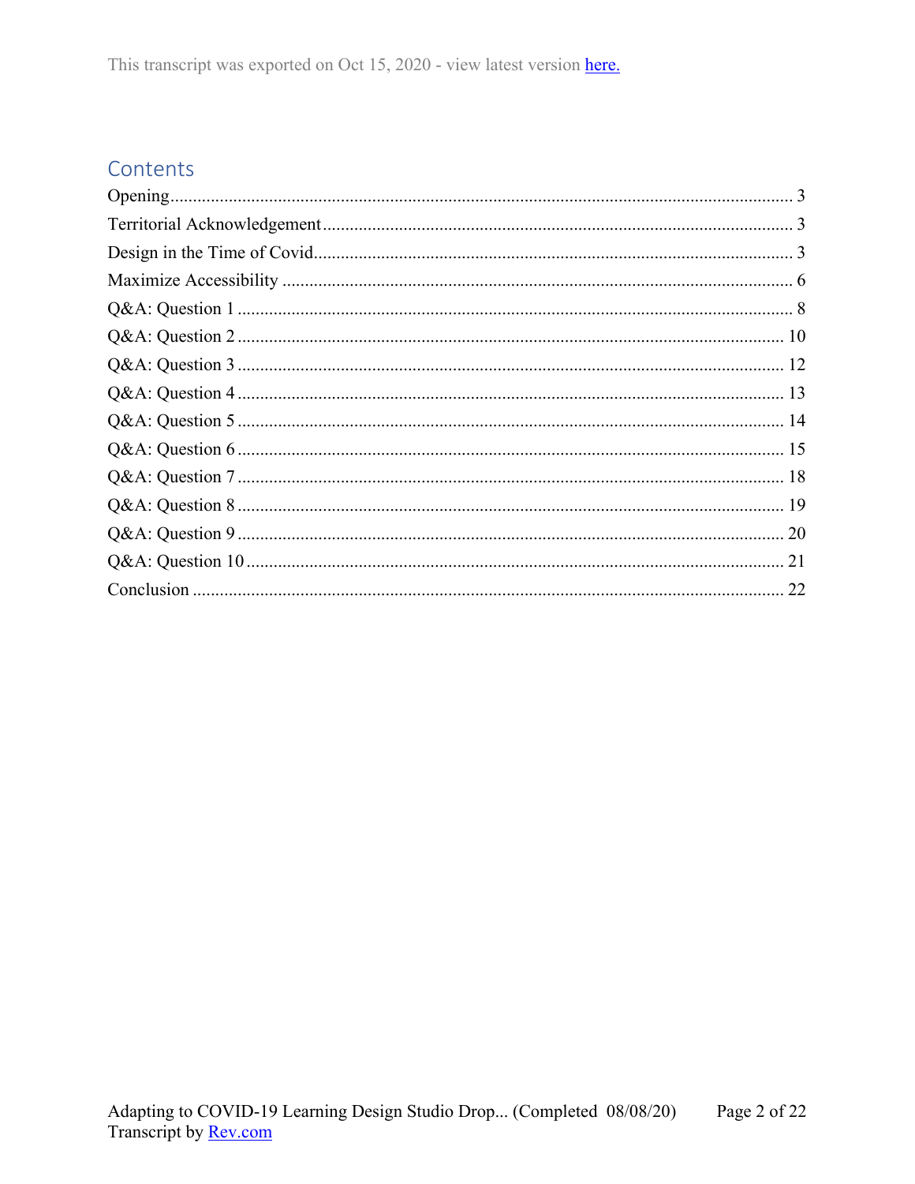This transcript was exported on Oct 15, 2020 - view latest version here.

## Contents

Opening ........ 3
Territorial Acknowledgement ........ 3
Design in the Time of Covid ........ 3
Maximize Accessibility ........ 6
Q&A: Question 1 ........ 8
Q&A: Question 2 ........ 10
Q&A: Question 3 ........ 12
Q&A: Question 4 ........ 13
Q&A: Question 5 ........ 14
Q&A: Question 6 ........ 15
Q&A: Question 7 ........ 18
Q&A: Question 8 ........ 19
Q&A: Question 9 ........ 20
Q&A: Question 10 ........ 21
Conclusion ........ 22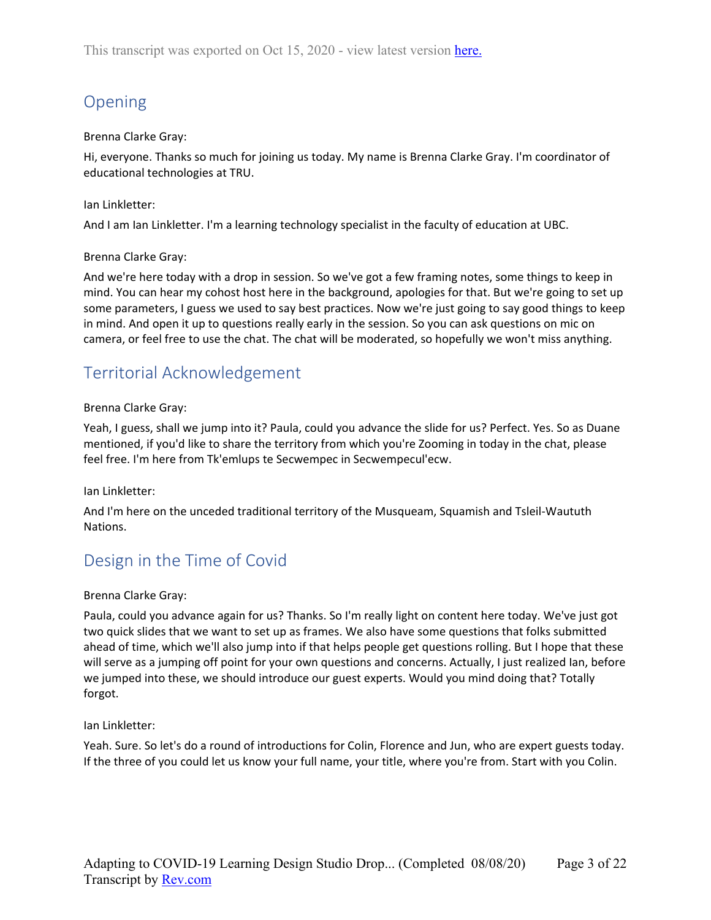## Opening

Brenna Clarke Gray:

Hi, everyone. Thanks so much for joining us today. My name is Brenna Clarke Gray. I'm coordinator of educational technologies at TRU.

Ian Linkletter:

And I am Ian Linkletter. I'm a learning technology specialist in the faculty of education at UBC.

Brenna Clarke Gray:

And we're here today with a drop in session. So we've got a few framing notes, some things to keep in mind. You can hear my cohost host here in the background, apologies for that. But we're going to set up some parameters, I guess we used to say best practices. Now we're just going to say good things to keep in mind. And open it up to questions really early in the session. So you can ask questions on mic on camera, or feel free to use the chat. The chat will be moderated, so hopefully we won't miss anything.

## Territorial Acknowledgement

Brenna Clarke Gray:

Yeah, I guess, shall we jump into it? Paula, could you advance the slide for us? Perfect. Yes. So as Duane mentioned, if you'd like to share the territory from which you're Zooming in today in the chat, please feel free. I'm here from Tk'emlups te Secwempec in Secwempecul'ecw.

Ian Linkletter:

And I'm here on the unceded traditional territory of the Musqueam, Squamish and Tsleil-Waututh Nations.

## Design in the Time of Covid

Brenna Clarke Gray:

Paula, could you advance again for us? Thanks. So I'm really light on content here today. We've just got two quick slides that we want to set up as frames. We also have some questions that folks submitted ahead of time, which we'll also jump into if that helps people get questions rolling. But I hope that these will serve as a jumping off point for your own questions and concerns. Actually, I just realized Ian, before we jumped into these, we should introduce our guest experts. Would you mind doing that? Totally forgot.

Ian Linkletter:

Yeah. Sure. So let's do a round of introductions for Colin, Florence and Jun, who are expert guests today. If the three of you could let us know your full name, your title, where you're from. Start with you Colin.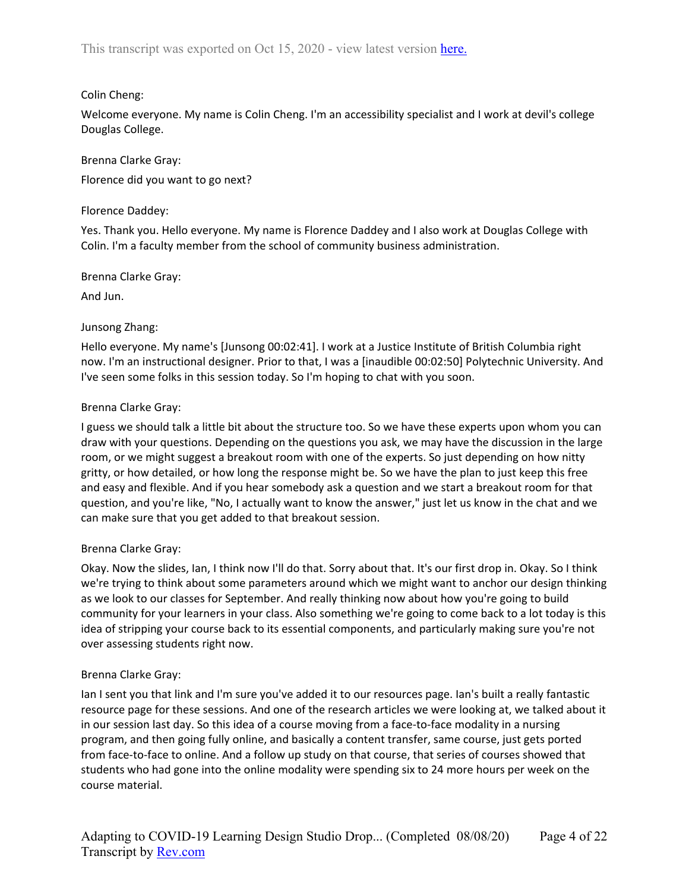Colin Cheng:

Welcome everyone. My name is Colin Cheng. I'm an accessibility specialist and I work at devil's college Douglas College.

Brenna Clarke Gray:

Florence did you want to go next?

Florence Daddey:

Yes. Thank you. Hello everyone. My name is Florence Daddey and I also work at Douglas College with Colin. I'm a faculty member from the school of community business administration.

Brenna Clarke Gray:

And Jun.

Junsong Zhang:

Hello everyone. My name's [Junsong 00:02:41]. I work at a Justice Institute of British Columbia right now. I'm an instructional designer. Prior to that, I was a [inaudible 00:02:50] Polytechnic University. And I've seen some folks in this session today. So I'm hoping to chat with you soon.

Brenna Clarke Gray:

I guess we should talk a little bit about the structure too. So we have these experts upon whom you can draw with your questions. Depending on the questions you ask, we may have the discussion in the large room, or we might suggest a breakout room with one of the experts. So just depending on how nitty gritty, or how detailed, or how long the response might be. So we have the plan to just keep this free and easy and flexible. And if you hear somebody ask a question and we start a breakout room for that question, and you're like, "No, I actually want to know the answer," just let us know in the chat and we can make sure that you get added to that breakout session.

Brenna Clarke Gray:

Okay. Now the slides, Ian, I think now I'll do that. Sorry about that. It's our first drop in. Okay. So I think we're trying to think about some parameters around which we might want to anchor our design thinking as we look to our classes for September. And really thinking now about how you're going to build community for your learners in your class. Also something we're going to come back to a lot today is this idea of stripping your course back to its essential components, and particularly making sure you're not over assessing students right now.

Brenna Clarke Gray:

Ian I sent you that link and I'm sure you've added it to our resources page. Ian's built a really fantastic resource page for these sessions. And one of the research articles we were looking at, we talked about it in our session last day. So this idea of a course moving from a face-to-face modality in a nursing program, and then going fully online, and basically a content transfer, same course, just gets ported from face-to-face to online. And a follow up study on that course, that series of courses showed that students who had gone into the online modality were spending six to 24 more hours per week on the course material.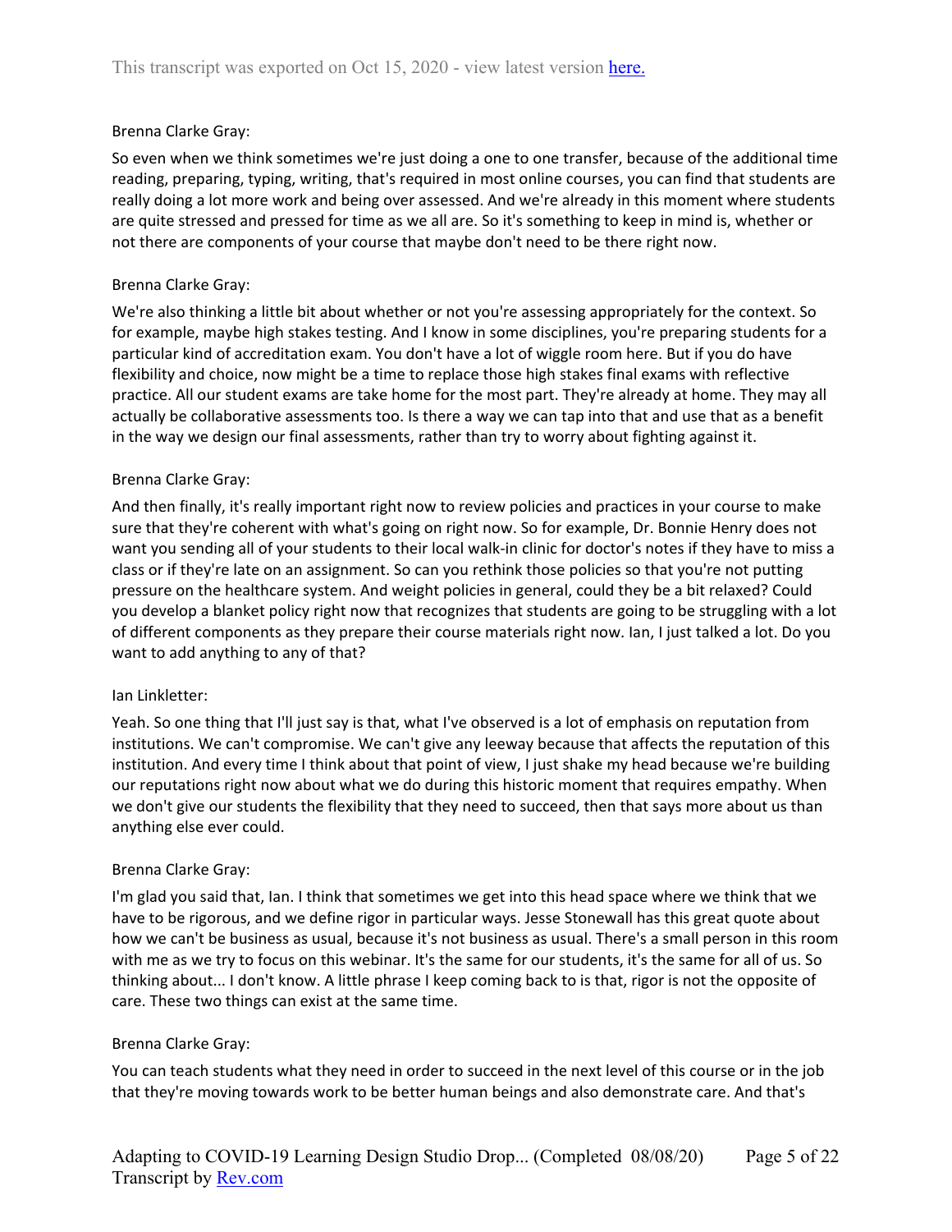Brenna Clarke Gray:

So even when we think sometimes we're just doing a one to one transfer, because of the additional time reading, preparing, typing, writing, that's required in most online courses, you can find that students are really doing a lot more work and being over assessed. And we're already in this moment where students are quite stressed and pressed for time as we all are. So it's something to keep in mind is, whether or not there are components of your course that maybe don't need to be there right now.

Brenna Clarke Gray:

We're also thinking a little bit about whether or not you're assessing appropriately for the context. So for example, maybe high stakes testing. And I know in some disciplines, you're preparing students for a particular kind of accreditation exam. You don't have a lot of wiggle room here. But if you do have flexibility and choice, now might be a time to replace those high stakes final exams with reflective practice. All our student exams are take home for the most part. They're already at home. They may all actually be collaborative assessments too. Is there a way we can tap into that and use that as a benefit in the way we design our final assessments, rather than try to worry about fighting against it.

Brenna Clarke Gray:

And then finally, it's really important right now to review policies and practices in your course to make sure that they're coherent with what's going on right now. So for example, Dr. Bonnie Henry does not want you sending all of your students to their local walk-in clinic for doctor's notes if they have to miss a class or if they're late on an assignment. So can you rethink those policies so that you're not putting pressure on the healthcare system. And weight policies in general, could they be a bit relaxed? Could you develop a blanket policy right now that recognizes that students are going to be struggling with a lot of different components as they prepare their course materials right now. Ian, I just talked a lot. Do you want to add anything to any of that?

Ian Linkletter:

Yeah. So one thing that I'll just say is that, what I've observed is a lot of emphasis on reputation from institutions. We can't compromise. We can't give any leeway because that affects the reputation of this institution. And every time I think about that point of view, I just shake my head because we're building our reputations right now about what we do during this historic moment that requires empathy. When we don't give our students the flexibility that they need to succeed, then that says more about us than anything else ever could.

Brenna Clarke Gray:

I'm glad you said that, Ian. I think that sometimes we get into this head space where we think that we have to be rigorous, and we define rigor in particular ways. Jesse Stonewall has this great quote about how we can't be business as usual, because it's not business as usual. There's a small person in this room with me as we try to focus on this webinar. It's the same for our students, it's the same for all of us. So thinking about... I don't know. A little phrase I keep coming back to is that, rigor is not the opposite of care. These two things can exist at the same time.

Brenna Clarke Gray:

You can teach students what they need in order to succeed in the next level of this course or in the job that they're moving towards work to be better human beings and also demonstrate care. And that's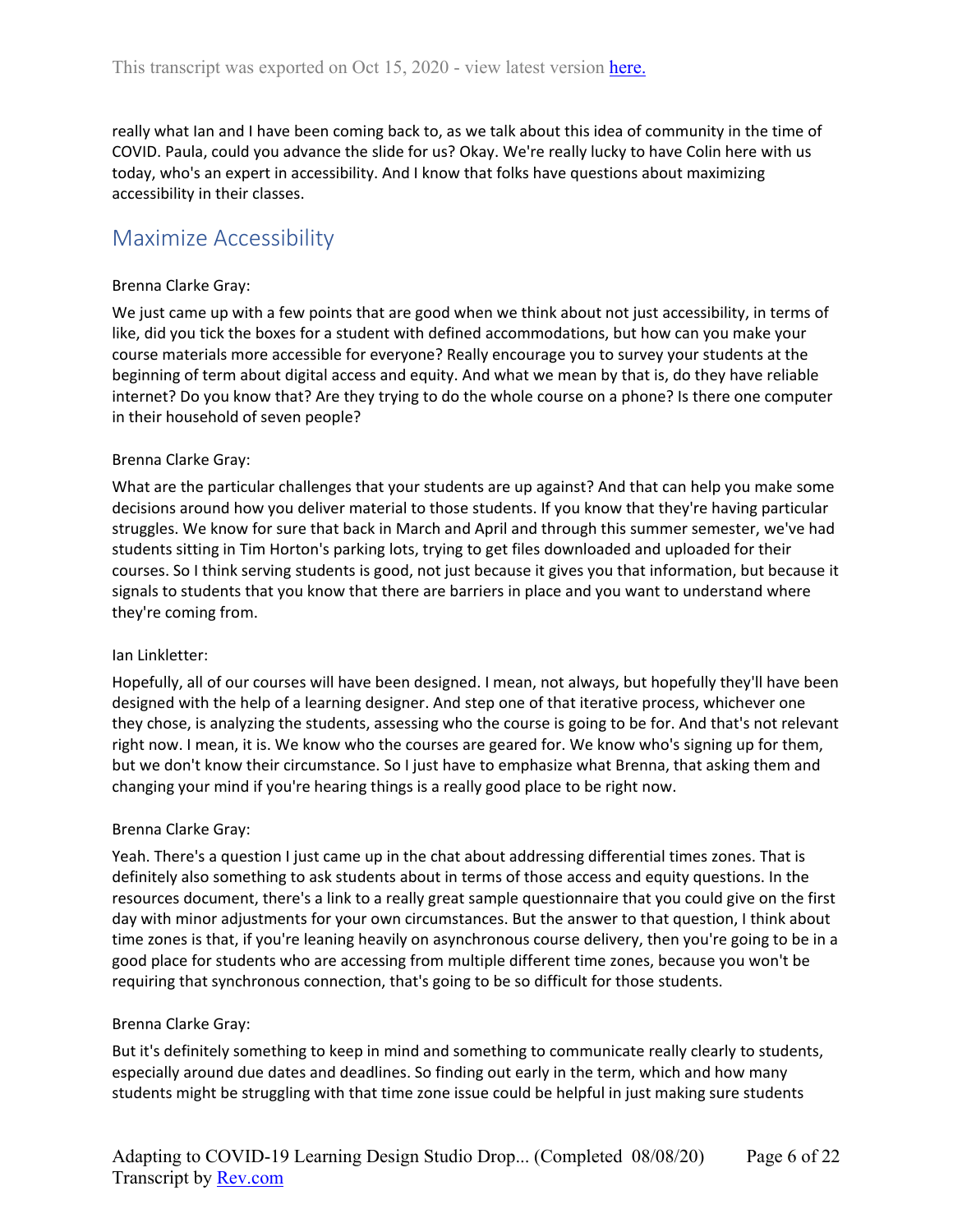really what Ian and I have been coming back to, as we talk about this idea of community in the time of COVID. Paula, could you advance the slide for us? Okay. We're really lucky to have Colin here with us today, who's an expert in accessibility. And I know that folks have questions about maximizing accessibility in their classes.

## Maximize Accessibility

Brenna Clarke Gray:

We just came up with a few points that are good when we think about not just accessibility, in terms of like, did you tick the boxes for a student with defined accommodations, but how can you make your course materials more accessible for everyone? Really encourage you to survey your students at the beginning of term about digital access and equity. And what we mean by that is, do they have reliable internet? Do you know that? Are they trying to do the whole course on a phone? Is there one computer in their household of seven people?

Brenna Clarke Gray:

What are the particular challenges that your students are up against? And that can help you make some decisions around how you deliver material to those students. If you know that they're having particular struggles. We know for sure that back in March and April and through this summer semester, we've had students sitting in Tim Horton's parking lots, trying to get files downloaded and uploaded for their courses. So I think serving students is good, not just because it gives you that information, but because it signals to students that you know that there are barriers in place and you want to understand where they're coming from.

Ian Linkletter:

Hopefully, all of our courses will have been designed. I mean, not always, but hopefully they'll have been designed with the help of a learning designer. And step one of that iterative process, whichever one they chose, is analyzing the students, assessing who the course is going to be for. And that's not relevant right now. I mean, it is. We know who the courses are geared for. We know who's signing up for them, but we don't know their circumstance. So I just have to emphasize what Brenna, that asking them and changing your mind if you're hearing things is a really good place to be right now.

Brenna Clarke Gray:

Yeah. There's a question I just came up in the chat about addressing differential times zones. That is definitely also something to ask students about in terms of those access and equity questions. In the resources document, there's a link to a really great sample questionnaire that you could give on the first day with minor adjustments for your own circumstances. But the answer to that question, I think about time zones is that, if you're leaning heavily on asynchronous course delivery, then you're going to be in a good place for students who are accessing from multiple different time zones, because you won't be requiring that synchronous connection, that's going to be so difficult for those students.

Brenna Clarke Gray:

But it's definitely something to keep in mind and something to communicate really clearly to students, especially around due dates and deadlines. So finding out early in the term, which and how many students might be struggling with that time zone issue could be helpful in just making sure students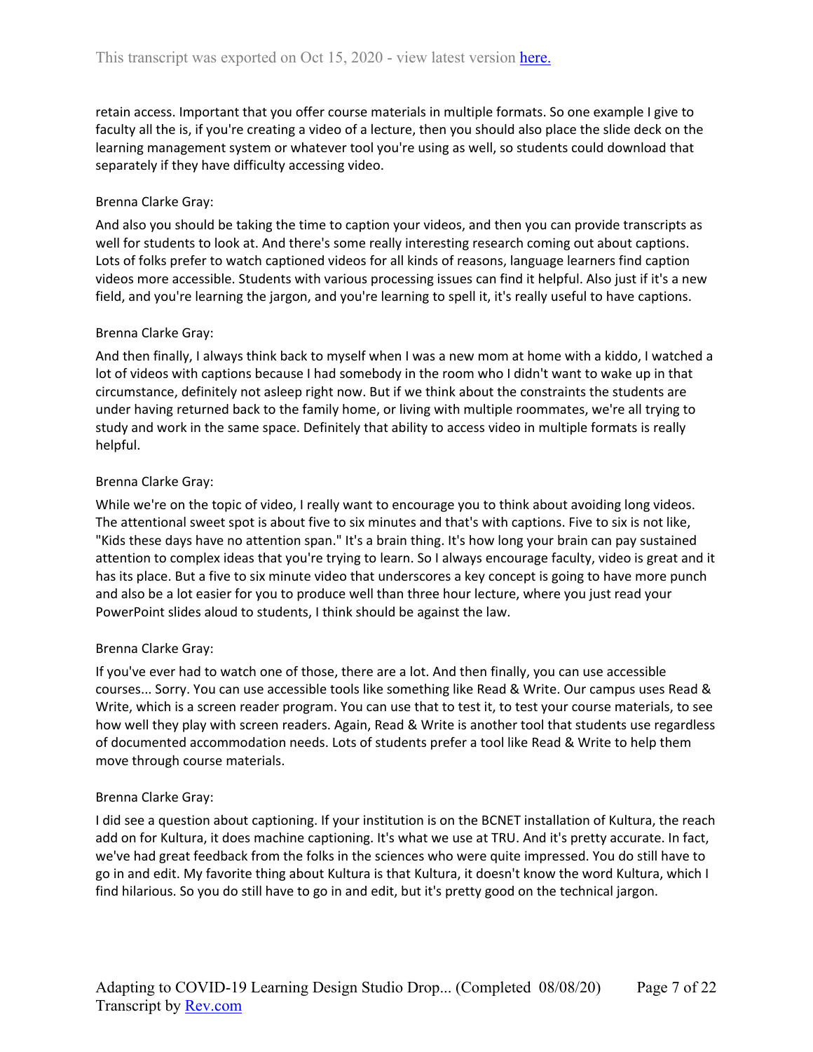retain access. Important that you offer course materials in multiple formats. So one example I give to faculty all the is, if you're creating a video of a lecture, then you should also place the slide deck on the learning management system or whatever tool you're using as well, so students could download that separately if they have difficulty accessing video.

Brenna Clarke Gray:

And also you should be taking the time to caption your videos, and then you can provide transcripts as well for students to look at. And there's some really interesting research coming out about captions. Lots of folks prefer to watch captioned videos for all kinds of reasons, language learners find caption videos more accessible. Students with various processing issues can find it helpful. Also just if it's a new field, and you're learning the jargon, and you're learning to spell it, it's really useful to have captions.

Brenna Clarke Gray:

And then finally, I always think back to myself when I was a new mom at home with a kiddo, I watched a lot of videos with captions because I had somebody in the room who I didn't want to wake up in that circumstance, definitely not asleep right now. But if we think about the constraints the students are under having returned back to the family home, or living with multiple roommates, we're all trying to study and work in the same space. Definitely that ability to access video in multiple formats is really helpful.

Brenna Clarke Gray:

While we're on the topic of video, I really want to encourage you to think about avoiding long videos. The attentional sweet spot is about five to six minutes and that's with captions. Five to six is not like, "Kids these days have no attention span." It's a brain thing. It's how long your brain can pay sustained attention to complex ideas that you're trying to learn. So I always encourage faculty, video is great and it has its place. But a five to six minute video that underscores a key concept is going to have more punch and also be a lot easier for you to produce well than three hour lecture, where you just read your PowerPoint slides aloud to students, I think should be against the law.

Brenna Clarke Gray:

If you've ever had to watch one of those, there are a lot. And then finally, you can use accessible courses... Sorry. You can use accessible tools like something like Read & Write. Our campus uses Read & Write, which is a screen reader program. You can use that to test it, to test your course materials, to see how well they play with screen readers. Again, Read & Write is another tool that students use regardless of documented accommodation needs. Lots of students prefer a tool like Read & Write to help them move through course materials.

Brenna Clarke Gray:

I did see a question about captioning. If your institution is on the BCNET installation of Kultura, the reach add on for Kultura, it does machine captioning. It's what we use at TRU. And it's pretty accurate. In fact, we've had great feedback from the folks in the sciences who were quite impressed. You do still have to go in and edit. My favorite thing about Kultura is that Kultura, it doesn't know the word Kultura, which I find hilarious. So you do still have to go in and edit, but it's pretty good on the technical jargon.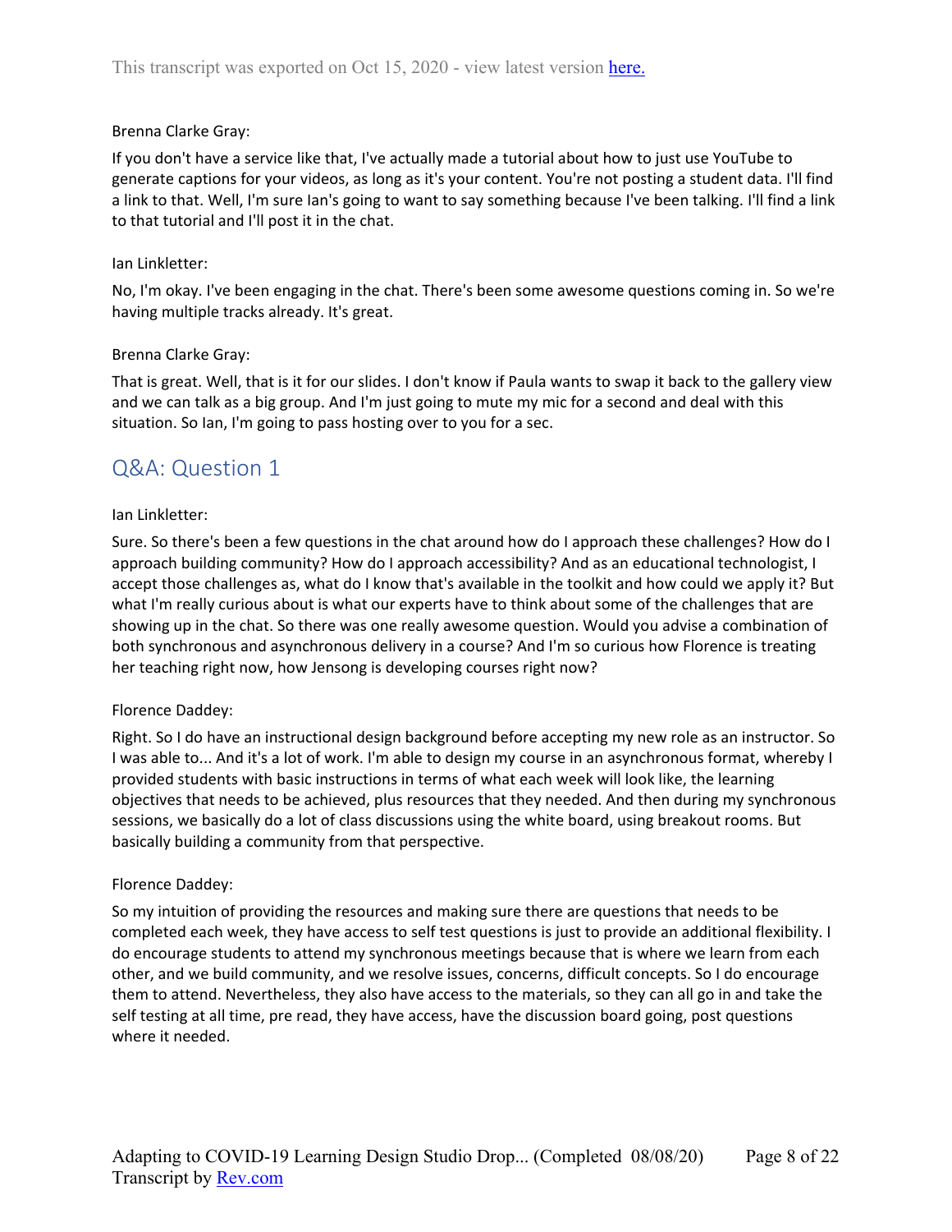Brenna Clarke Gray:

If you don't have a service like that, I've actually made a tutorial about how to just use YouTube to generate captions for your videos, as long as it's your content. You're not posting a student data. I'll find a link to that. Well, I'm sure Ian's going to want to say something because I've been talking. I'll find a link to that tutorial and I'll post it in the chat.

Ian Linkletter:

No, I'm okay. I've been engaging in the chat. There's been some awesome questions coming in. So we're having multiple tracks already. It's great.

Brenna Clarke Gray:

That is great. Well, that is it for our slides. I don't know if Paula wants to swap it back to the gallery view and we can talk as a big group. And I'm just going to mute my mic for a second and deal with this situation. So Ian, I'm going to pass hosting over to you for a sec.

## Q&A: Question 1

Ian Linkletter:

Sure. So there's been a few questions in the chat around how do I approach these challenges? How do I approach building community? How do I approach accessibility? And as an educational technologist, I accept those challenges as, what do I know that's available in the toolkit and how could we apply it? But what I'm really curious about is what our experts have to think about some of the challenges that are showing up in the chat. So there was one really awesome question. Would you advise a combination of both synchronous and asynchronous delivery in a course? And I'm so curious how Florence is treating her teaching right now, how Jensong is developing courses right now?

Florence Daddey:

Right. So I do have an instructional design background before accepting my new role as an instructor. So I was able to... And it's a lot of work. I'm able to design my course in an asynchronous format, whereby I provided students with basic instructions in terms of what each week will look like, the learning objectives that needs to be achieved, plus resources that they needed. And then during my synchronous sessions, we basically do a lot of class discussions using the white board, using breakout rooms. But basically building a community from that perspective.

Florence Daddey:

So my intuition of providing the resources and making sure there are questions that needs to be completed each week, they have access to self test questions is just to provide an additional flexibility. I do encourage students to attend my synchronous meetings because that is where we learn from each other, and we build community, and we resolve issues, concerns, difficult concepts. So I do encourage them to attend. Nevertheless, they also have access to the materials, so they can all go in and take the self testing at all time, pre read, they have access, have the discussion board going, post questions where it needed.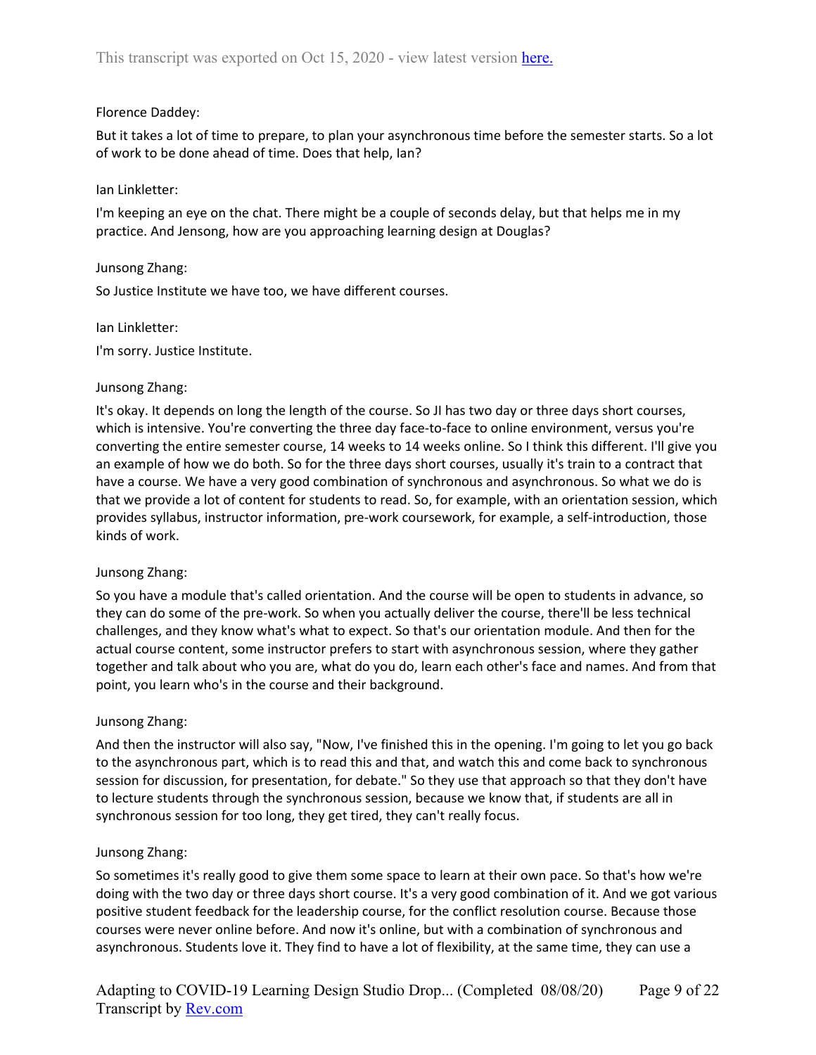Florence Daddey:

But it takes a lot of time to prepare, to plan your asynchronous time before the semester starts. So a lot of work to be done ahead of time. Does that help, Ian?

Ian Linkletter:

I'm keeping an eye on the chat. There might be a couple of seconds delay, but that helps me in my practice. And Jensong, how are you approaching learning design at Douglas?

Junsong Zhang:

So Justice Institute we have too, we have different courses.

Ian Linkletter:

I'm sorry. Justice Institute.

Junsong Zhang:

It's okay. It depends on long the length of the course. So JI has two day or three days short courses, which is intensive. You're converting the three day face-to-face to online environment, versus you're converting the entire semester course, 14 weeks to 14 weeks online. So I think this different. I'll give you an example of how we do both. So for the three days short courses, usually it's train to a contract that have a course. We have a very good combination of synchronous and asynchronous. So what we do is that we provide a lot of content for students to read. So, for example, with an orientation session, which provides syllabus, instructor information, pre-work coursework, for example, a self-introduction, those kinds of work.

Junsong Zhang:

So you have a module that's called orientation. And the course will be open to students in advance, so they can do some of the pre-work. So when you actually deliver the course, there'll be less technical challenges, and they know what's what to expect. So that's our orientation module. And then for the actual course content, some instructor prefers to start with asynchronous session, where they gather together and talk about who you are, what do you do, learn each other's face and names. And from that point, you learn who's in the course and their background.

Junsong Zhang:

And then the instructor will also say, "Now, I've finished this in the opening. I'm going to let you go back to the asynchronous part, which is to read this and that, and watch this and come back to synchronous session for discussion, for presentation, for debate." So they use that approach so that they don't have to lecture students through the synchronous session, because we know that, if students are all in synchronous session for too long, they get tired, they can't really focus.

Junsong Zhang:

So sometimes it's really good to give them some space to learn at their own pace. So that's how we're doing with the two day or three days short course. It's a very good combination of it. And we got various positive student feedback for the leadership course, for the conflict resolution course. Because those courses were never online before. And now it's online, but with a combination of synchronous and asynchronous. Students love it. They find to have a lot of flexibility, at the same time, they can use a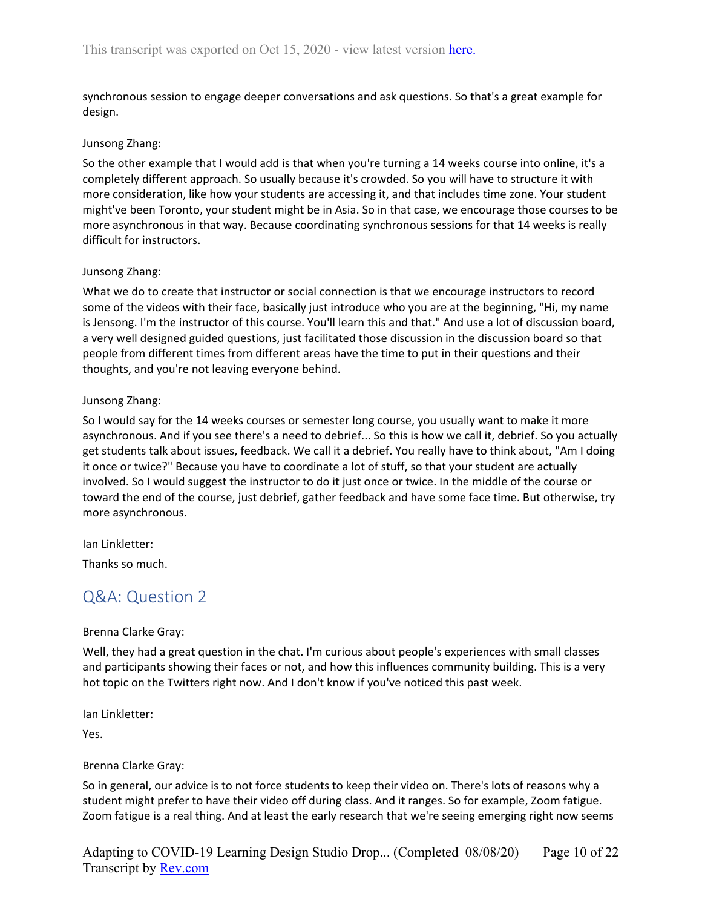synchronous session to engage deeper conversations and ask questions. So that's a great example for design.

Junsong Zhang:

So the other example that I would add is that when you're turning a 14 weeks course into online, it's a completely different approach. So usually because it's crowded. So you will have to structure it with more consideration, like how your students are accessing it, and that includes time zone. Your student might've been Toronto, your student might be in Asia. So in that case, we encourage those courses to be more asynchronous in that way. Because coordinating synchronous sessions for that 14 weeks is really difficult for instructors.

Junsong Zhang:

What we do to create that instructor or social connection is that we encourage instructors to record some of the videos with their face, basically just introduce who you are at the beginning, "Hi, my name is Jensong. I'm the instructor of this course. You'll learn this and that." And use a lot of discussion board, a very well designed guided questions, just facilitated those discussion in the discussion board so that people from different times from different areas have the time to put in their questions and their thoughts, and you're not leaving everyone behind.

Junsong Zhang:

So I would say for the 14 weeks courses or semester long course, you usually want to make it more asynchronous. And if you see there's a need to debrief... So this is how we call it, debrief. So you actually get students talk about issues, feedback. We call it a debrief. You really have to think about, "Am I doing it once or twice?" Because you have to coordinate a lot of stuff, so that your student are actually involved. So I would suggest the instructor to do it just once or twice. In the middle of the course or toward the end of the course, just debrief, gather feedback and have some face time. But otherwise, try more asynchronous.

Ian Linkletter:

Thanks so much.

## Q&A: Question 2

Brenna Clarke Gray:

Well, they had a great question in the chat. I'm curious about people's experiences with small classes and participants showing their faces or not, and how this influences community building. This is a very hot topic on the Twitters right now. And I don't know if you've noticed this past week.

Ian Linkletter:

Yes.

Brenna Clarke Gray:

So in general, our advice is to not force students to keep their video on. There's lots of reasons why a student might prefer to have their video off during class. And it ranges. So for example, Zoom fatigue. Zoom fatigue is a real thing. And at least the early research that we're seeing emerging right now seems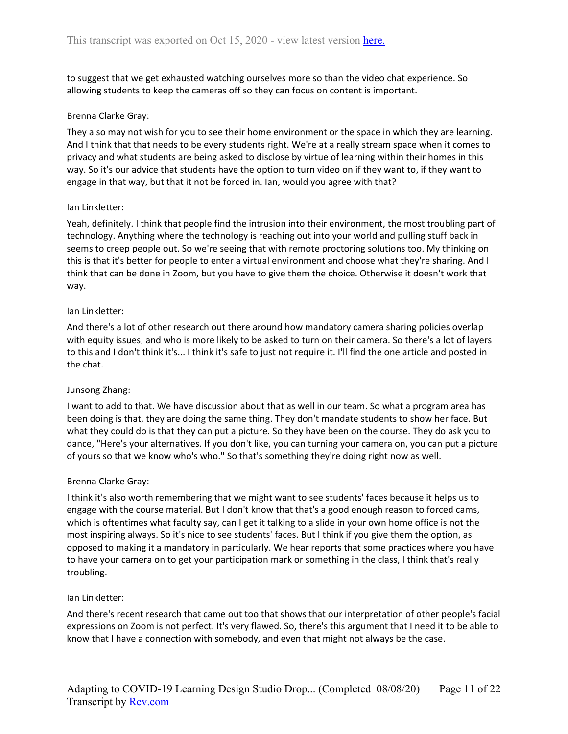to suggest that we get exhausted watching ourselves more so than the video chat experience. So allowing students to keep the cameras off so they can focus on content is important.

Brenna Clarke Gray:

They also may not wish for you to see their home environment or the space in which they are learning. And I think that that needs to be every students right. We're at a really stream space when it comes to privacy and what students are being asked to disclose by virtue of learning within their homes in this way. So it's our advice that students have the option to turn video on if they want to, if they want to engage in that way, but that it not be forced in. Ian, would you agree with that?

Ian Linkletter:

Yeah, definitely. I think that people find the intrusion into their environment, the most troubling part of technology. Anything where the technology is reaching out into your world and pulling stuff back in seems to creep people out. So we're seeing that with remote proctoring solutions too. My thinking on this is that it's better for people to enter a virtual environment and choose what they're sharing. And I think that can be done in Zoom, but you have to give them the choice. Otherwise it doesn't work that way.

Ian Linkletter:

And there's a lot of other research out there around how mandatory camera sharing policies overlap with equity issues, and who is more likely to be asked to turn on their camera. So there's a lot of layers to this and I don't think it's... I think it's safe to just not require it. I'll find the one article and posted in the chat.

Junsong Zhang:

I want to add to that. We have discussion about that as well in our team. So what a program area has been doing is that, they are doing the same thing. They don't mandate students to show her face. But what they could do is that they can put a picture. So they have been on the course. They do ask you to dance, "Here's your alternatives. If you don't like, you can turning your camera on, you can put a picture of yours so that we know who's who." So that's something they're doing right now as well.

Brenna Clarke Gray:

I think it's also worth remembering that we might want to see students' faces because it helps us to engage with the course material. But I don't know that that's a good enough reason to forced cams, which is oftentimes what faculty say, can I get it talking to a slide in your own home office is not the most inspiring always. So it's nice to see students' faces. But I think if you give them the option, as opposed to making it a mandatory in particularly. We hear reports that some practices where you have to have your camera on to get your participation mark or something in the class, I think that's really troubling.

Ian Linkletter:

And there's recent research that came out too that shows that our interpretation of other people's facial expressions on Zoom is not perfect. It's very flawed. So, there's this argument that I need it to be able to know that I have a connection with somebody, and even that might not always be the case.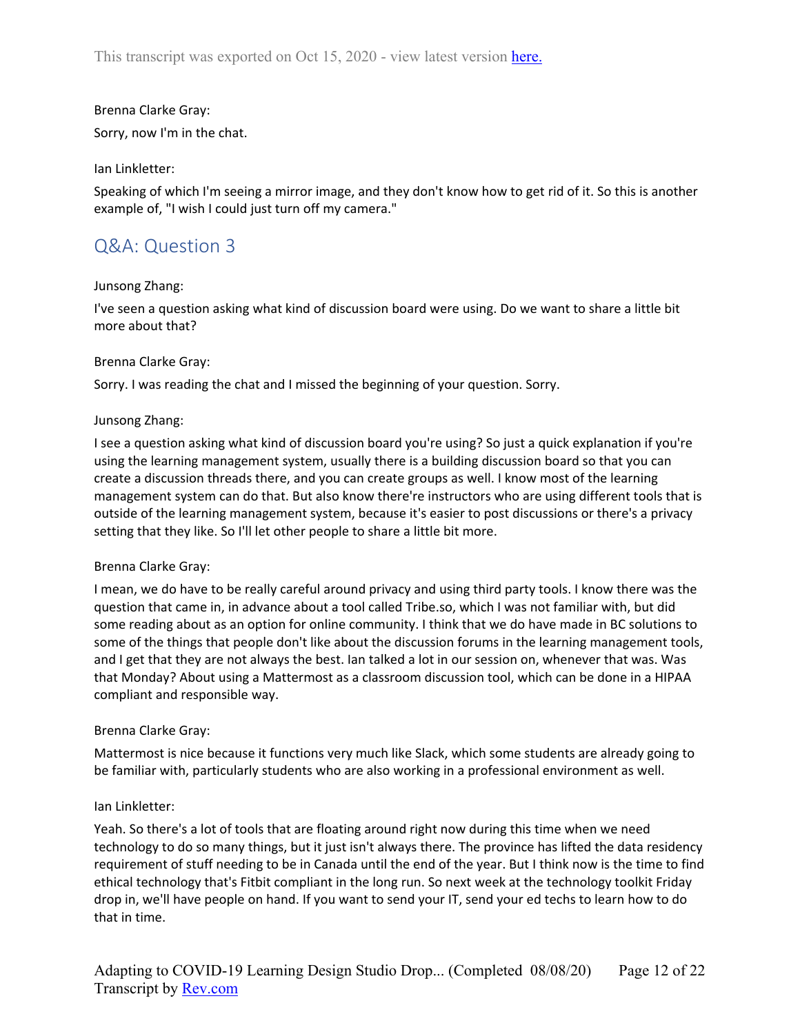Brenna Clarke Gray:

Sorry, now I'm in the chat.

Ian Linkletter:

Speaking of which I'm seeing a mirror image, and they don't know how to get rid of it. So this is another example of, "I wish I could just turn off my camera."

## Q&A: Question 3

Junsong Zhang:

I've seen a question asking what kind of discussion board were using. Do we want to share a little bit more about that?

Brenna Clarke Gray:

Sorry. I was reading the chat and I missed the beginning of your question. Sorry.

Junsong Zhang:

I see a question asking what kind of discussion board you're using? So just a quick explanation if you're using the learning management system, usually there is a building discussion board so that you can create a discussion threads there, and you can create groups as well. I know most of the learning management system can do that. But also know there're instructors who are using different tools that is outside of the learning management system, because it's easier to post discussions or there's a privacy setting that they like. So I'll let other people to share a little bit more.

Brenna Clarke Gray:

I mean, we do have to be really careful around privacy and using third party tools. I know there was the question that came in, in advance about a tool called Tribe.so, which I was not familiar with, but did some reading about as an option for online community. I think that we do have made in BC solutions to some of the things that people don't like about the discussion forums in the learning management tools, and I get that they are not always the best. Ian talked a lot in our session on, whenever that was. Was that Monday? About using a Mattermost as a classroom discussion tool, which can be done in a HIPAA compliant and responsible way.

Brenna Clarke Gray:

Mattermost is nice because it functions very much like Slack, which some students are already going to be familiar with, particularly students who are also working in a professional environment as well.

Ian Linkletter:

Yeah. So there's a lot of tools that are floating around right now during this time when we need technology to do so many things, but it just isn't always there. The province has lifted the data residency requirement of stuff needing to be in Canada until the end of the year. But I think now is the time to find ethical technology that's Fitbit compliant in the long run. So next week at the technology toolkit Friday drop in, we'll have people on hand. If you want to send your IT, send your ed techs to learn how to do that in time.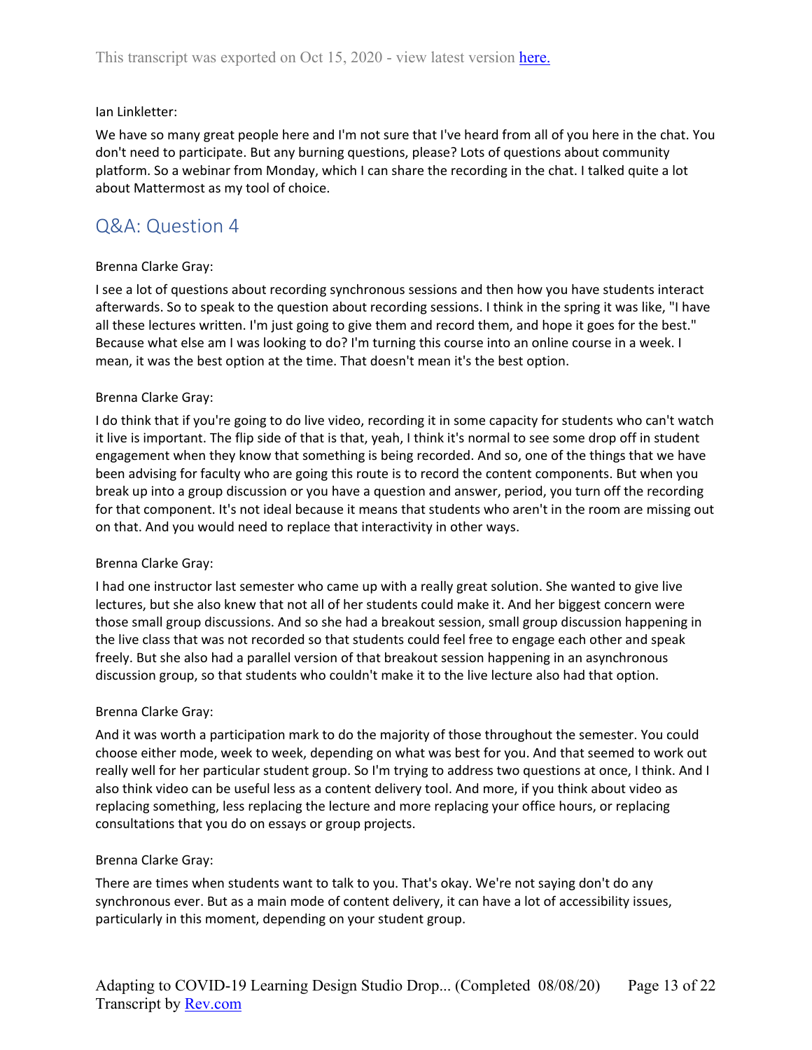Ian Linkletter:

We have so many great people here and I'm not sure that I've heard from all of you here in the chat. You don't need to participate. But any burning questions, please? Lots of questions about community platform. So a webinar from Monday, which I can share the recording in the chat. I talked quite a lot about Mattermost as my tool of choice.

## Q&A: Question 4

Brenna Clarke Gray:

I see a lot of questions about recording synchronous sessions and then how you have students interact afterwards. So to speak to the question about recording sessions. I think in the spring it was like, "I have all these lectures written. I'm just going to give them and record them, and hope it goes for the best." Because what else am I was looking to do? I'm turning this course into an online course in a week. I mean, it was the best option at the time. That doesn't mean it's the best option.

Brenna Clarke Gray:

I do think that if you're going to do live video, recording it in some capacity for students who can't watch it live is important. The flip side of that is that, yeah, I think it's normal to see some drop off in student engagement when they know that something is being recorded. And so, one of the things that we have been advising for faculty who are going this route is to record the content components. But when you break up into a group discussion or you have a question and answer, period, you turn off the recording for that component. It's not ideal because it means that students who aren't in the room are missing out on that. And you would need to replace that interactivity in other ways.

Brenna Clarke Gray:

I had one instructor last semester who came up with a really great solution. She wanted to give live lectures, but she also knew that not all of her students could make it. And her biggest concern were those small group discussions. And so she had a breakout session, small group discussion happening in the live class that was not recorded so that students could feel free to engage each other and speak freely. But she also had a parallel version of that breakout session happening in an asynchronous discussion group, so that students who couldn't make it to the live lecture also had that option.

Brenna Clarke Gray:

And it was worth a participation mark to do the majority of those throughout the semester. You could choose either mode, week to week, depending on what was best for you. And that seemed to work out really well for her particular student group. So I'm trying to address two questions at once, I think. And I also think video can be useful less as a content delivery tool. And more, if you think about video as replacing something, less replacing the lecture and more replacing your office hours, or replacing consultations that you do on essays or group projects.

Brenna Clarke Gray:

There are times when students want to talk to you. That's okay. We're not saying don't do any synchronous ever. But as a main mode of content delivery, it can have a lot of accessibility issues, particularly in this moment, depending on your student group.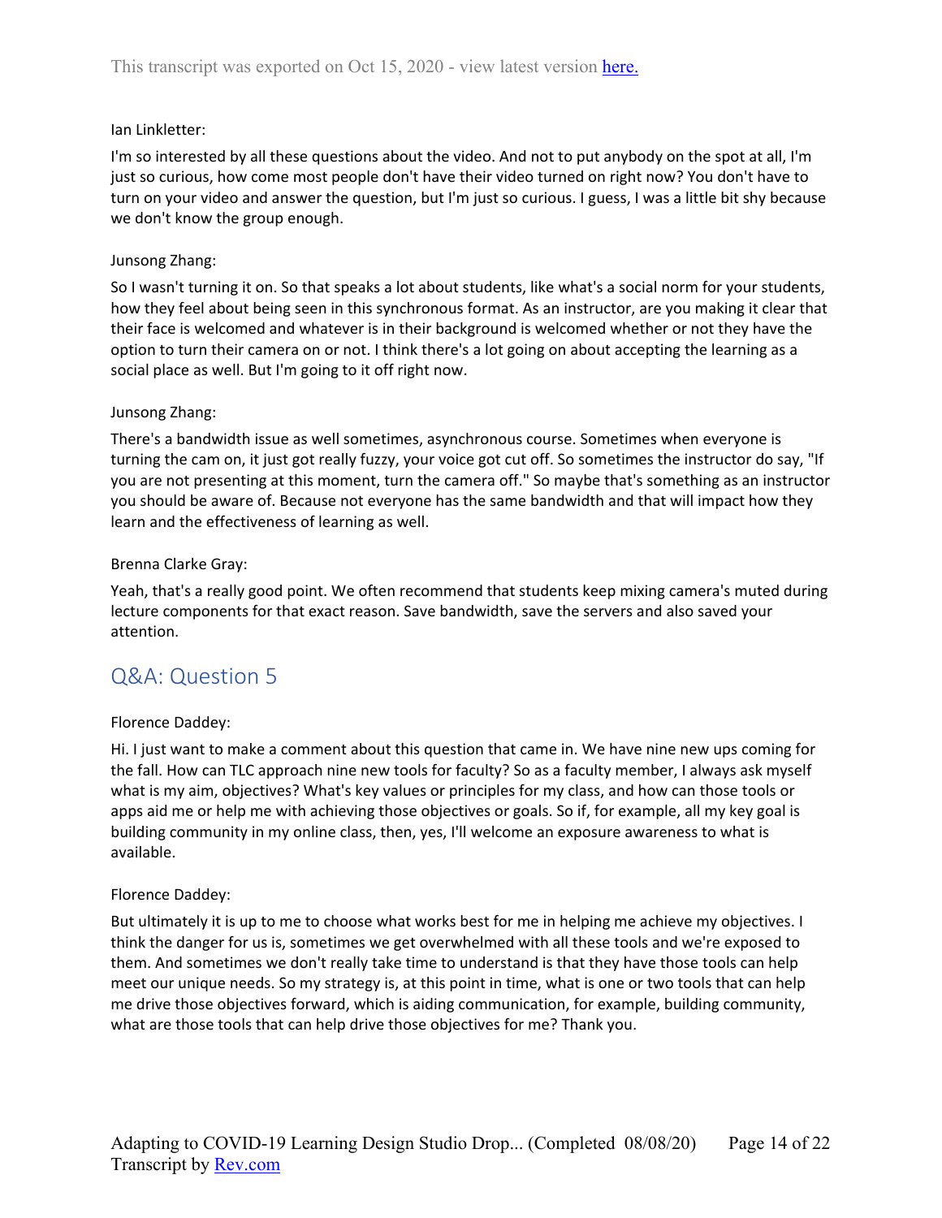Ian Linkletter:

I'm so interested by all these questions about the video. And not to put anybody on the spot at all, I'm just so curious, how come most people don't have their video turned on right now? You don't have to turn on your video and answer the question, but I'm just so curious. I guess, I was a little bit shy because we don't know the group enough.

Junsong Zhang:

So I wasn't turning it on. So that speaks a lot about students, like what's a social norm for your students, how they feel about being seen in this synchronous format. As an instructor, are you making it clear that their face is welcomed and whatever is in their background is welcomed whether or not they have the option to turn their camera on or not. I think there's a lot going on about accepting the learning as a social place as well. But I'm going to it off right now.

Junsong Zhang:

There's a bandwidth issue as well sometimes, asynchronous course. Sometimes when everyone is turning the cam on, it just got really fuzzy, your voice got cut off. So sometimes the instructor do say, "If you are not presenting at this moment, turn the camera off." So maybe that's something as an instructor you should be aware of. Because not everyone has the same bandwidth and that will impact how they learn and the effectiveness of learning as well.

Brenna Clarke Gray:

Yeah, that's a really good point. We often recommend that students keep mixing camera's muted during lecture components for that exact reason. Save bandwidth, save the servers and also saved your attention.

## Q&A: Question 5

Florence Daddey:

Hi. I just want to make a comment about this question that came in. We have nine new ups coming for the fall. How can TLC approach nine new tools for faculty? So as a faculty member, I always ask myself what is my aim, objectives? What's key values or principles for my class, and how can those tools or apps aid me or help me with achieving those objectives or goals. So if, for example, all my key goal is building community in my online class, then, yes, I'll welcome an exposure awareness to what is available.

Florence Daddey:

But ultimately it is up to me to choose what works best for me in helping me achieve my objectives. I think the danger for us is, sometimes we get overwhelmed with all these tools and we're exposed to them. And sometimes we don't really take time to understand is that they have those tools can help meet our unique needs. So my strategy is, at this point in time, what is one or two tools that can help me drive those objectives forward, which is aiding communication, for example, building community, what are those tools that can help drive those objectives for me? Thank you.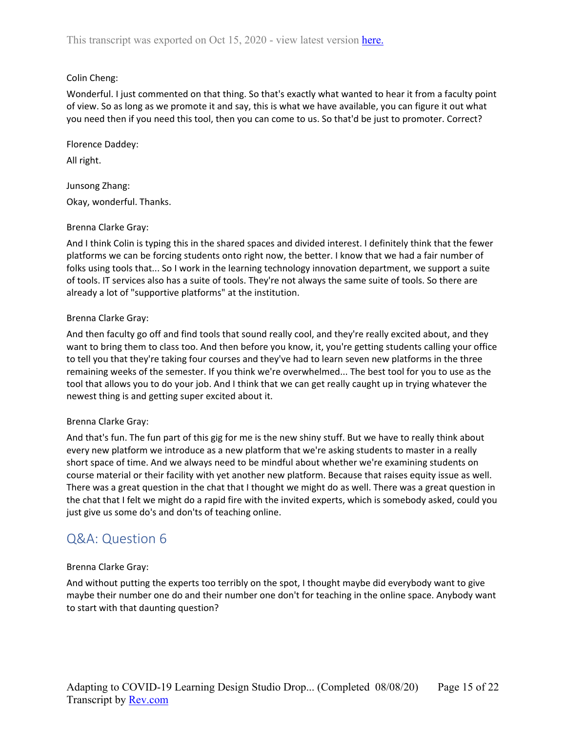Colin Cheng:

Wonderful. I just commented on that thing. So that's exactly what wanted to hear it from a faculty point of view. So as long as we promote it and say, this is what we have available, you can figure it out what you need then if you need this tool, then you can come to us. So that'd be just to promoter. Correct?

Florence Daddey:

All right.

Junsong Zhang:

Okay, wonderful. Thanks.

Brenna Clarke Gray:

And I think Colin is typing this in the shared spaces and divided interest. I definitely think that the fewer platforms we can be forcing students onto right now, the better. I know that we had a fair number of folks using tools that... So I work in the learning technology innovation department, we support a suite of tools. IT services also has a suite of tools. They're not always the same suite of tools. So there are already a lot of "supportive platforms" at the institution.

Brenna Clarke Gray:

And then faculty go off and find tools that sound really cool, and they're really excited about, and they want to bring them to class too. And then before you know, it, you're getting students calling your office to tell you that they're taking four courses and they've had to learn seven new platforms in the three remaining weeks of the semester. If you think we're overwhelmed... The best tool for you to use as the tool that allows you to do your job. And I think that we can get really caught up in trying whatever the newest thing is and getting super excited about it.

Brenna Clarke Gray:

And that's fun. The fun part of this gig for me is the new shiny stuff. But we have to really think about every new platform we introduce as a new platform that we're asking students to master in a really short space of time. And we always need to be mindful about whether we're examining students on course material or their facility with yet another new platform. Because that raises equity issue as well. There was a great question in the chat that I thought we might do as well. There was a great question in the chat that I felt we might do a rapid fire with the invited experts, which is somebody asked, could you just give us some do's and don'ts of teaching online.

## Q&A: Question 6

Brenna Clarke Gray:

And without putting the experts too terribly on the spot, I thought maybe did everybody want to give maybe their number one do and their number one don't for teaching in the online space. Anybody want to start with that daunting question?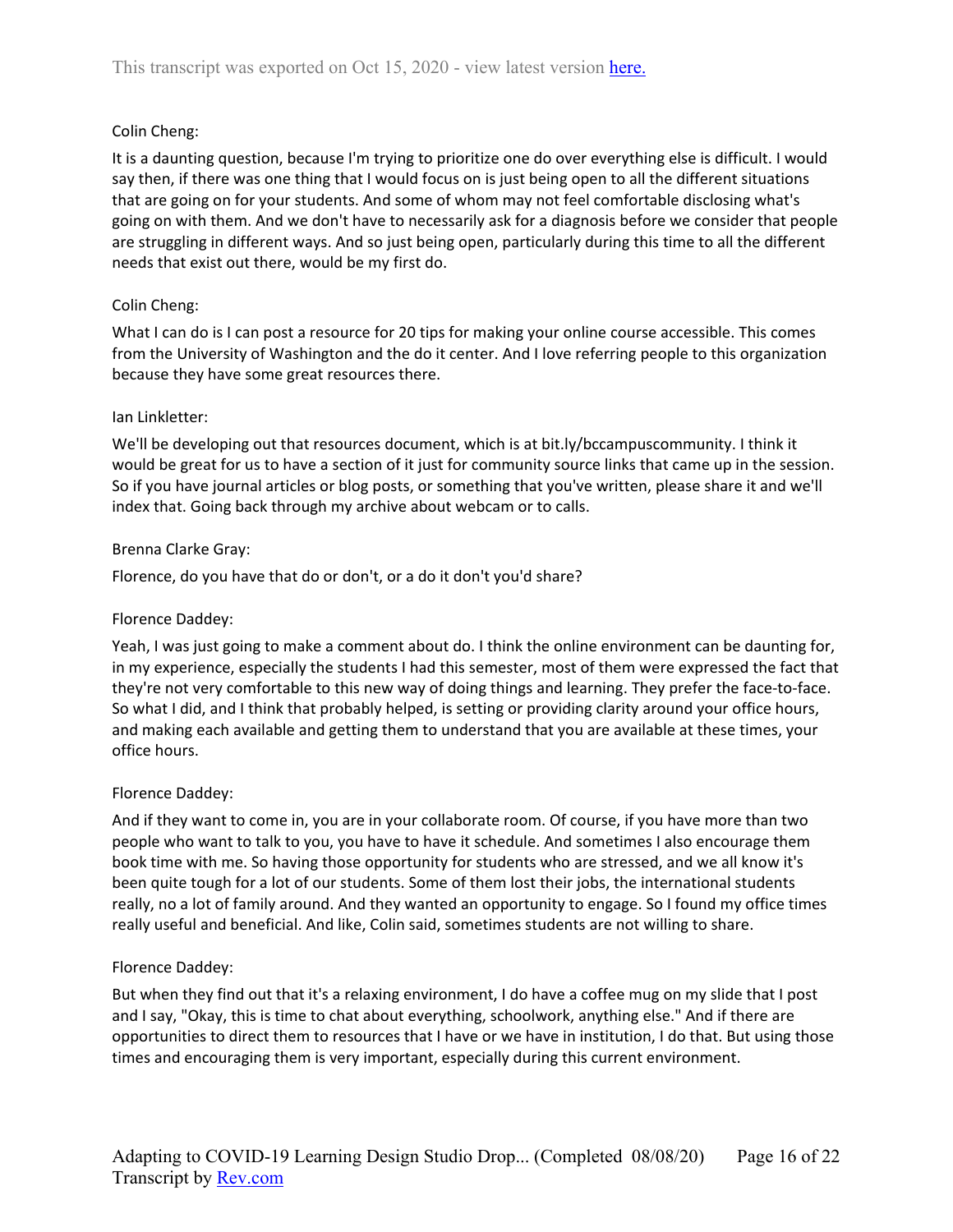Colin Cheng:

It is a daunting question, because I'm trying to prioritize one do over everything else is difficult. I would say then, if there was one thing that I would focus on is just being open to all the different situations that are going on for your students. And some of whom may not feel comfortable disclosing what's going on with them. And we don't have to necessarily ask for a diagnosis before we consider that people are struggling in different ways. And so just being open, particularly during this time to all the different needs that exist out there, would be my first do.

Colin Cheng:

What I can do is I can post a resource for 20 tips for making your online course accessible. This comes from the University of Washington and the do it center. And I love referring people to this organization because they have some great resources there.

Ian Linkletter:

We'll be developing out that resources document, which is at bit.ly/bccampuscommunity. I think it would be great for us to have a section of it just for community source links that came up in the session. So if you have journal articles or blog posts, or something that you've written, please share it and we'll index that. Going back through my archive about webcam or to calls.

Brenna Clarke Gray:

Florence, do you have that do or don't, or a do it don't you'd share?

Florence Daddey:

Yeah, I was just going to make a comment about do. I think the online environment can be daunting for, in my experience, especially the students I had this semester, most of them were expressed the fact that they're not very comfortable to this new way of doing things and learning. They prefer the face-to-face. So what I did, and I think that probably helped, is setting or providing clarity around your office hours, and making each available and getting them to understand that you are available at these times, your office hours.

Florence Daddey:

And if they want to come in, you are in your collaborate room. Of course, if you have more than two people who want to talk to you, you have to have it schedule. And sometimes I also encourage them book time with me. So having those opportunity for students who are stressed, and we all know it's been quite tough for a lot of our students. Some of them lost their jobs, the international students really, no a lot of family around. And they wanted an opportunity to engage. So I found my office times really useful and beneficial. And like, Colin said, sometimes students are not willing to share.

Florence Daddey:

But when they find out that it's a relaxing environment, I do have a coffee mug on my slide that I post and I say, "Okay, this is time to chat about everything, schoolwork, anything else." And if there are opportunities to direct them to resources that I have or we have in institution, I do that. But using those times and encouraging them is very important, especially during this current environment.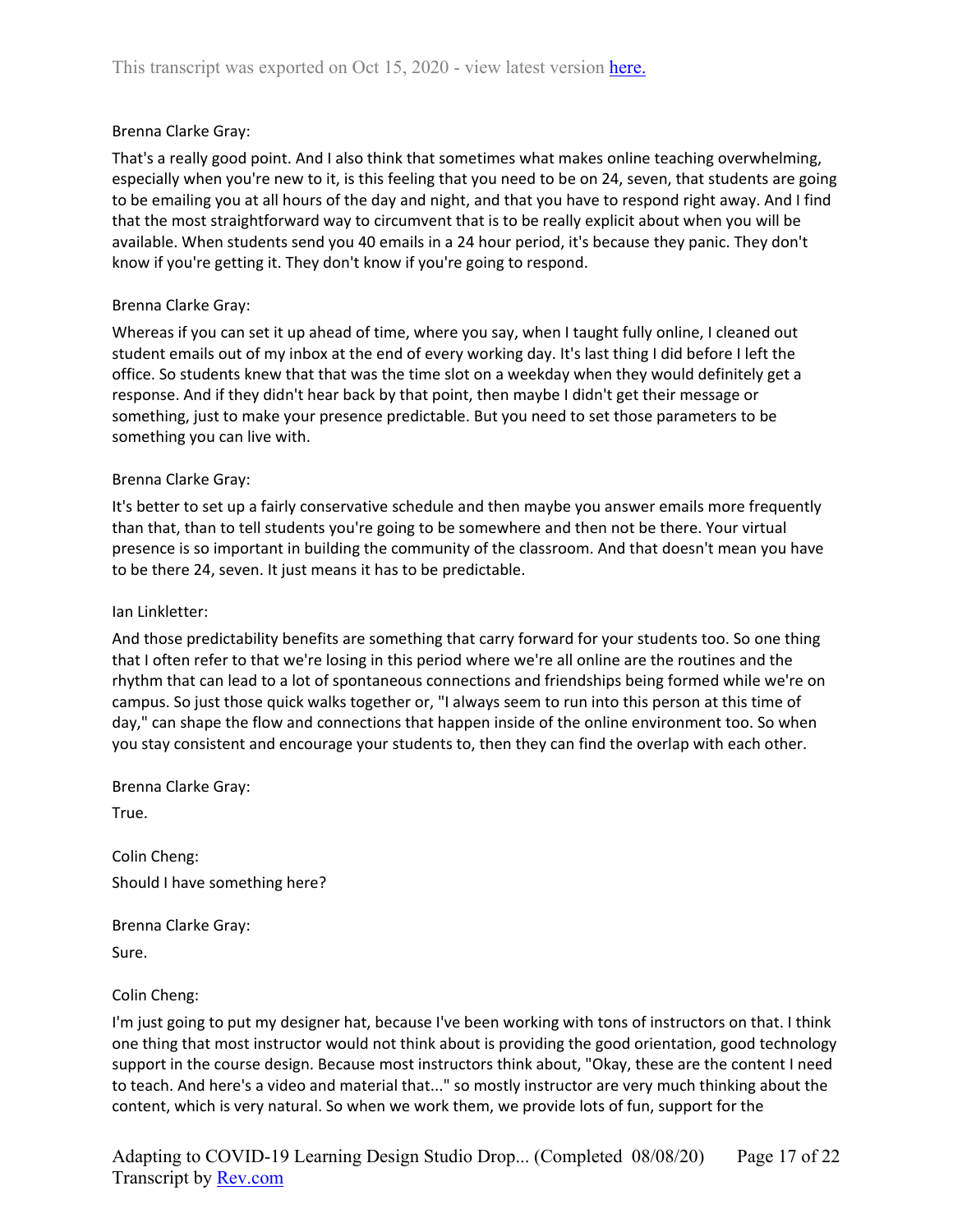Brenna Clarke Gray:

That's a really good point. And I also think that sometimes what makes online teaching overwhelming, especially when you're new to it, is this feeling that you need to be on 24, seven, that students are going to be emailing you at all hours of the day and night, and that you have to respond right away. And I find that the most straightforward way to circumvent that is to be really explicit about when you will be available. When students send you 40 emails in a 24 hour period, it's because they panic. They don't know if you're getting it. They don't know if you're going to respond.

Brenna Clarke Gray:

Whereas if you can set it up ahead of time, where you say, when I taught fully online, I cleaned out student emails out of my inbox at the end of every working day. It's last thing I did before I left the office. So students knew that that was the time slot on a weekday when they would definitely get a response. And if they didn't hear back by that point, then maybe I didn't get their message or something, just to make your presence predictable. But you need to set those parameters to be something you can live with.

Brenna Clarke Gray:

It's better to set up a fairly conservative schedule and then maybe you answer emails more frequently than that, than to tell students you're going to be somewhere and then not be there. Your virtual presence is so important in building the community of the classroom. And that doesn't mean you have to be there 24, seven. It just means it has to be predictable.

Ian Linkletter:

And those predictability benefits are something that carry forward for your students too. So one thing that I often refer to that we're losing in this period where we're all online are the routines and the rhythm that can lead to a lot of spontaneous connections and friendships being formed while we're on campus. So just those quick walks together or, "I always seem to run into this person at this time of day," can shape the flow and connections that happen inside of the online environment too. So when you stay consistent and encourage your students to, then they can find the overlap with each other.

Brenna Clarke Gray:

True.

Colin Cheng:

Should I have something here?

Brenna Clarke Gray:

Sure.

Colin Cheng:

I'm just going to put my designer hat, because I've been working with tons of instructors on that. I think one thing that most instructor would not think about is providing the good orientation, good technology support in the course design. Because most instructors think about, "Okay, these are the content I need to teach. And here's a video and material that..." so mostly instructor are very much thinking about the content, which is very natural. So when we work them, we provide lots of fun, support for the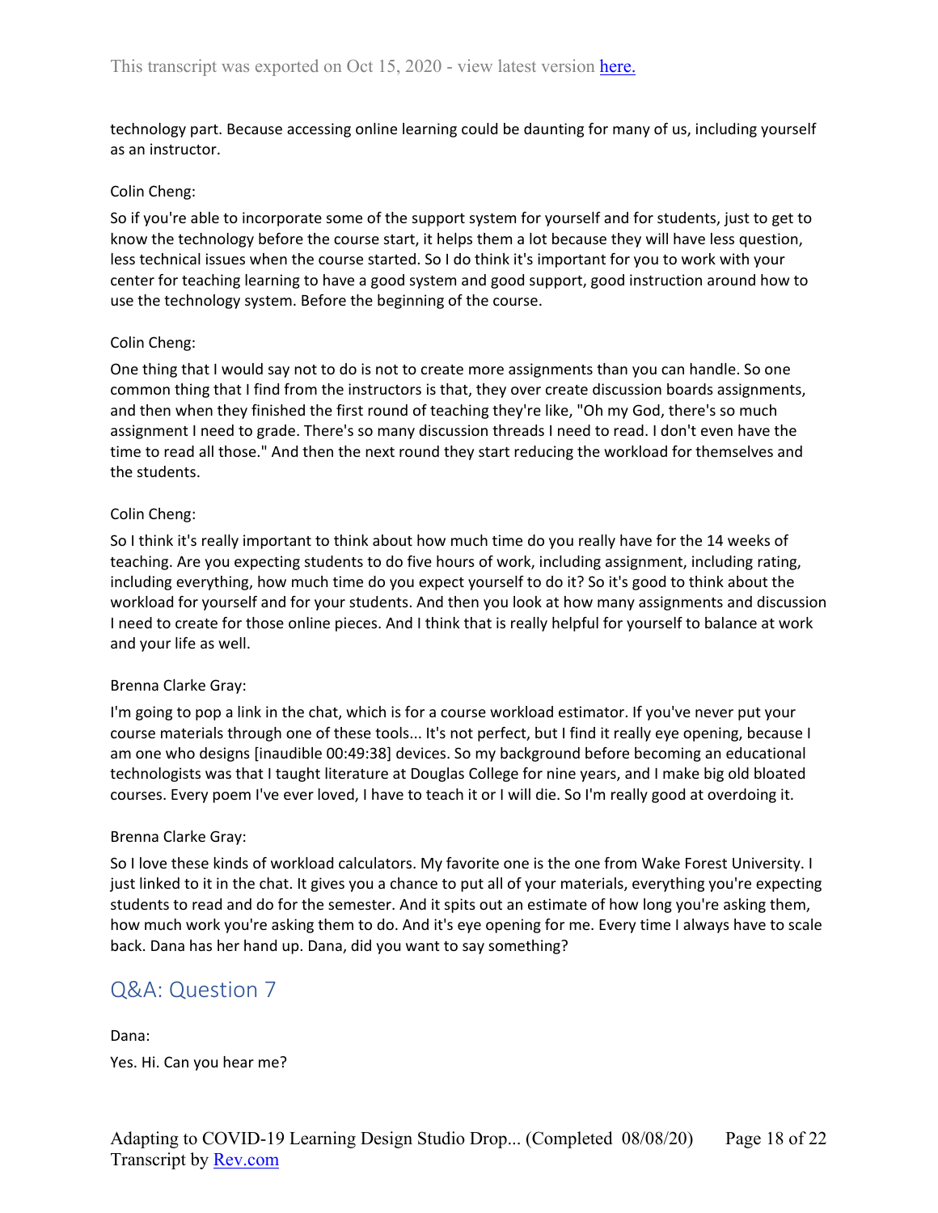technology part. Because accessing online learning could be daunting for many of us, including yourself as an instructor.

Colin Cheng:

So if you're able to incorporate some of the support system for yourself and for students, just to get to know the technology before the course start, it helps them a lot because they will have less question, less technical issues when the course started. So I do think it's important for you to work with your center for teaching learning to have a good system and good support, good instruction around how to use the technology system. Before the beginning of the course.

Colin Cheng:

One thing that I would say not to do is not to create more assignments than you can handle. So one common thing that I find from the instructors is that, they over create discussion boards assignments, and then when they finished the first round of teaching they're like, "Oh my God, there's so much assignment I need to grade. There's so many discussion threads I need to read. I don't even have the time to read all those." And then the next round they start reducing the workload for themselves and the students.

Colin Cheng:

So I think it's really important to think about how much time do you really have for the 14 weeks of teaching. Are you expecting students to do five hours of work, including assignment, including rating, including everything, how much time do you expect yourself to do it? So it's good to think about the workload for yourself and for your students. And then you look at how many assignments and discussion I need to create for those online pieces. And I think that is really helpful for yourself to balance at work and your life as well.

Brenna Clarke Gray:

I'm going to pop a link in the chat, which is for a course workload estimator. If you've never put your course materials through one of these tools... It's not perfect, but I find it really eye opening, because I am one who designs [inaudible 00:49:38] devices. So my background before becoming an educational technologists was that I taught literature at Douglas College for nine years, and I make big old bloated courses. Every poem I've ever loved, I have to teach it or I will die. So I'm really good at overdoing it.

Brenna Clarke Gray:

So I love these kinds of workload calculators. My favorite one is the one from Wake Forest University. I just linked to it in the chat. It gives you a chance to put all of your materials, everything you're expecting students to read and do for the semester. And it spits out an estimate of how long you're asking them, how much work you're asking them to do. And it's eye opening for me. Every time I always have to scale back. Dana has her hand up. Dana, did you want to say something?

## Q&A: Question 7

Dana:

Yes. Hi. Can you hear me?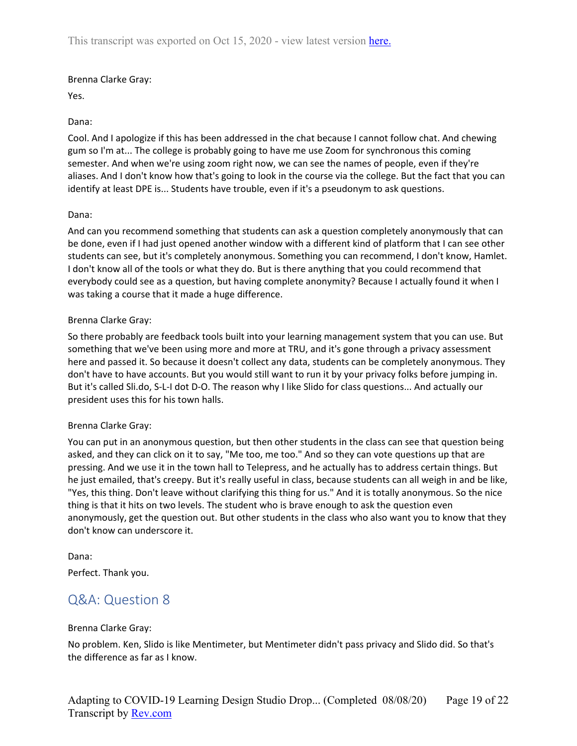Brenna Clarke Gray:

Yes.

Dana:

Cool. And I apologize if this has been addressed in the chat because I cannot follow chat. And chewing gum so I'm at... The college is probably going to have me use Zoom for synchronous this coming semester. And when we're using zoom right now, we can see the names of people, even if they're aliases. And I don't know how that's going to look in the course via the college. But the fact that you can identify at least DPE is... Students have trouble, even if it's a pseudonym to ask questions.

Dana:

And can you recommend something that students can ask a question completely anonymously that can be done, even if I had just opened another window with a different kind of platform that I can see other students can see, but it's completely anonymous. Something you can recommend, I don't know, Hamlet. I don't know all of the tools or what they do. But is there anything that you could recommend that everybody could see as a question, but having complete anonymity? Because I actually found it when I was taking a course that it made a huge difference.

Brenna Clarke Gray:

So there probably are feedback tools built into your learning management system that you can use. But something that we've been using more and more at TRU, and it's gone through a privacy assessment here and passed it. So because it doesn't collect any data, students can be completely anonymous. They don't have to have accounts. But you would still want to run it by your privacy folks before jumping in. But it's called Sli.do, S-L-I dot D-O. The reason why I like Slido for class questions... And actually our president uses this for his town halls.

Brenna Clarke Gray:

You can put in an anonymous question, but then other students in the class can see that question being asked, and they can click on it to say, "Me too, me too." And so they can vote questions up that are pressing. And we use it in the town hall to Telepress, and he actually has to address certain things. But he just emailed, that's creepy. But it's really useful in class, because students can all weigh in and be like, "Yes, this thing. Don't leave without clarifying this thing for us." And it is totally anonymous. So the nice thing is that it hits on two levels. The student who is brave enough to ask the question even anonymously, get the question out. But other students in the class who also want you to know that they don't know can underscore it.

Dana:

Perfect. Thank you.

## Q&A: Question 8

Brenna Clarke Gray:

No problem. Ken, Slido is like Mentimeter, but Mentimeter didn't pass privacy and Slido did. So that's the difference as far as I know.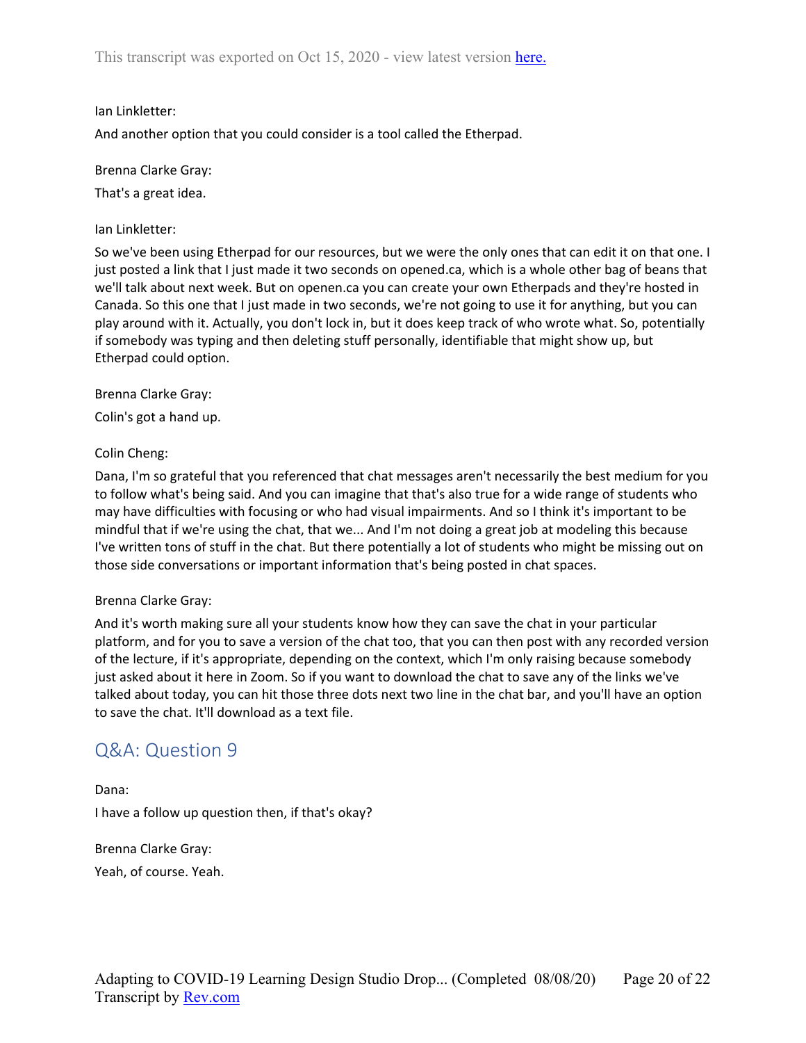Ian Linkletter:

And another option that you could consider is a tool called the Etherpad.

Brenna Clarke Gray:

That's a great idea.

Ian Linkletter:

So we've been using Etherpad for our resources, but we were the only ones that can edit it on that one. I just posted a link that I just made it two seconds on opened.ca, which is a whole other bag of beans that we'll talk about next week. But on openen.ca you can create your own Etherpads and they're hosted in Canada. So this one that I just made in two seconds, we're not going to use it for anything, but you can play around with it. Actually, you don't lock in, but it does keep track of who wrote what. So, potentially if somebody was typing and then deleting stuff personally, identifiable that might show up, but Etherpad could option.

Brenna Clarke Gray:

Colin's got a hand up.

Colin Cheng:

Dana, I'm so grateful that you referenced that chat messages aren't necessarily the best medium for you to follow what's being said. And you can imagine that that's also true for a wide range of students who may have difficulties with focusing or who had visual impairments. And so I think it's important to be mindful that if we're using the chat, that we... And I'm not doing a great job at modeling this because I've written tons of stuff in the chat. But there potentially a lot of students who might be missing out on those side conversations or important information that's being posted in chat spaces.

Brenna Clarke Gray:

And it's worth making sure all your students know how they can save the chat in your particular platform, and for you to save a version of the chat too, that you can then post with any recorded version of the lecture, if it's appropriate, depending on the context, which I'm only raising because somebody just asked about it here in Zoom. So if you want to download the chat to save any of the links we've talked about today, you can hit those three dots next two line in the chat bar, and you'll have an option to save the chat. It'll download as a text file.

## Q&A: Question 9

Dana:

I have a follow up question then, if that's okay?

Brenna Clarke Gray:

Yeah, of course. Yeah.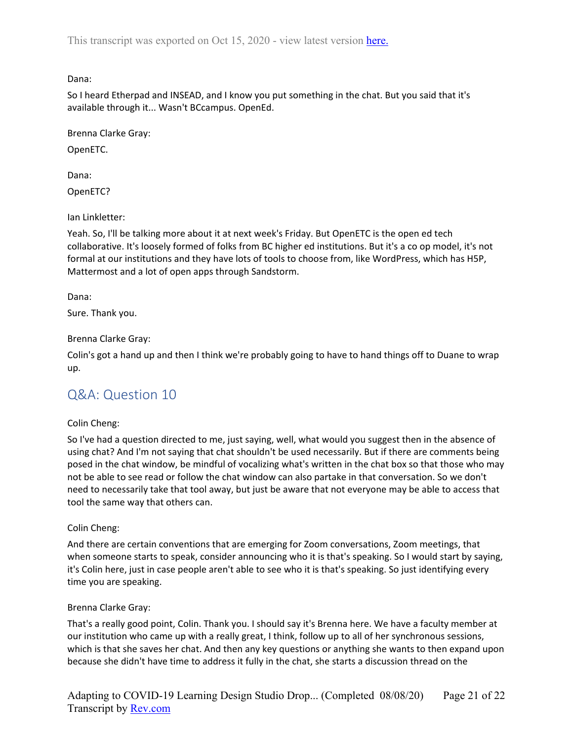Dana:

So I heard Etherpad and INSEAD, and I know you put something in the chat. But you said that it's available through it... Wasn't BCcampus. OpenEd.

Brenna Clarke Gray:

OpenETC.

Dana:

OpenETC?

Ian Linkletter:

Yeah. So, I'll be talking more about it at next week's Friday. But OpenETC is the open ed tech collaborative. It's loosely formed of folks from BC higher ed institutions. But it's a co op model, it's not formal at our institutions and they have lots of tools to choose from, like WordPress, which has H5P, Mattermost and a lot of open apps through Sandstorm.

Dana:

Sure. Thank you.

Brenna Clarke Gray:

Colin's got a hand up and then I think we're probably going to have to hand things off to Duane to wrap up.

## Q&A: Question 10

Colin Cheng:

So I've had a question directed to me, just saying, well, what would you suggest then in the absence of using chat? And I'm not saying that chat shouldn't be used necessarily. But if there are comments being posed in the chat window, be mindful of vocalizing what's written in the chat box so that those who may not be able to see read or follow the chat window can also partake in that conversation. So we don't need to necessarily take that tool away, but just be aware that not everyone may be able to access that tool the same way that others can.

Colin Cheng:

And there are certain conventions that are emerging for Zoom conversations, Zoom meetings, that when someone starts to speak, consider announcing who it is that's speaking. So I would start by saying, it's Colin here, just in case people aren't able to see who it is that's speaking. So just identifying every time you are speaking.

Brenna Clarke Gray:

That's a really good point, Colin. Thank you. I should say it's Brenna here. We have a faculty member at our institution who came up with a really great, I think, follow up to all of her synchronous sessions, which is that she saves her chat. And then any key questions or anything she wants to then expand upon because she didn't have time to address it fully in the chat, she starts a discussion thread on the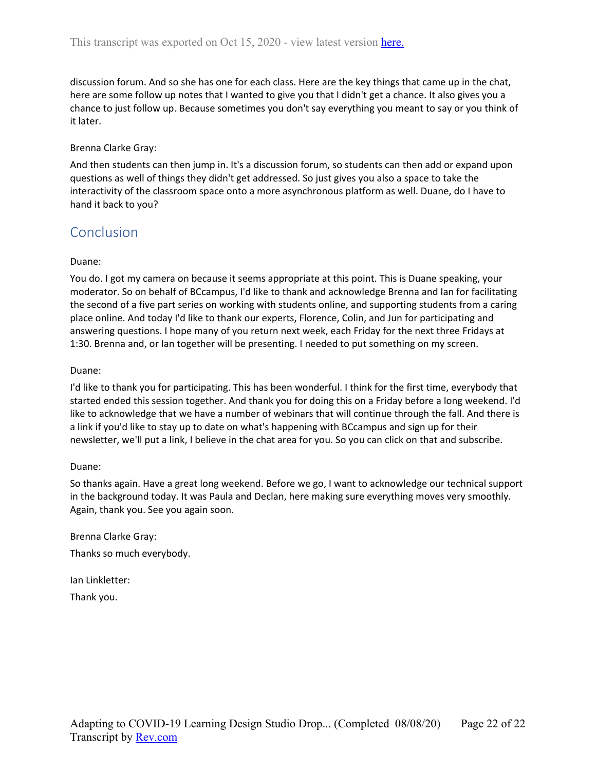discussion forum. And so she has one for each class. Here are the key things that came up in the chat, here are some follow up notes that I wanted to give you that I didn't get a chance. It also gives you a chance to just follow up. Because sometimes you don't say everything you meant to say or you think of it later.

Brenna Clarke Gray:

And then students can then jump in. It's a discussion forum, so students can then add or expand upon questions as well of things they didn't get addressed. So just gives you also a space to take the interactivity of the classroom space onto a more asynchronous platform as well. Duane, do I have to hand it back to you?

## Conclusion

Duane:

You do. I got my camera on because it seems appropriate at this point. This is Duane speaking, your moderator. So on behalf of BCcampus, I'd like to thank and acknowledge Brenna and Ian for facilitating the second of a five part series on working with students online, and supporting students from a caring place online. And today I'd like to thank our experts, Florence, Colin, and Jun for participating and answering questions. I hope many of you return next week, each Friday for the next three Fridays at 1:30. Brenna and, or Ian together will be presenting. I needed to put something on my screen.

Duane:

I'd like to thank you for participating. This has been wonderful. I think for the first time, everybody that started ended this session together. And thank you for doing this on a Friday before a long weekend. I'd like to acknowledge that we have a number of webinars that will continue through the fall. And there is a link if you'd like to stay up to date on what's happening with BCcampus and sign up for their newsletter, we'll put a link, I believe in the chat area for you. So you can click on that and subscribe.

Duane:

So thanks again. Have a great long weekend. Before we go, I want to acknowledge our technical support in the background today. It was Paula and Declan, here making sure everything moves very smoothly. Again, thank you. See you again soon.

Brenna Clarke Gray:

Thanks so much everybody.

Ian Linkletter:

Thank you.